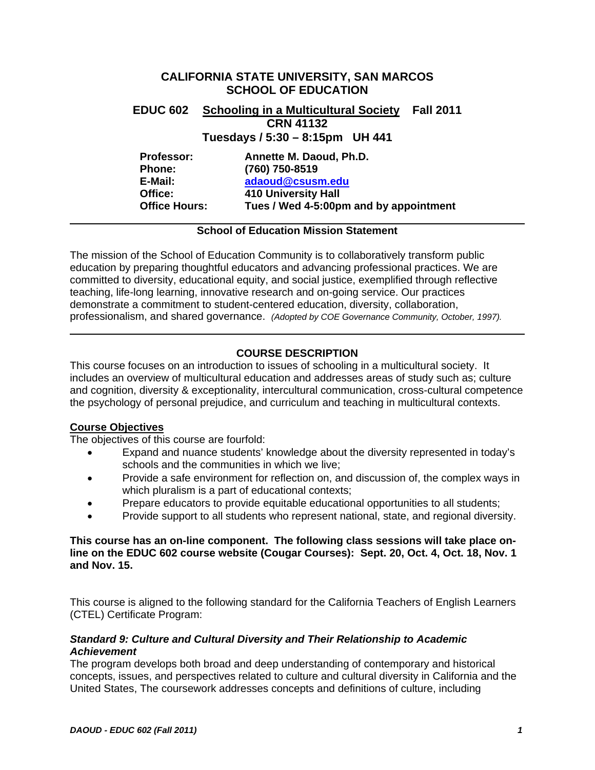# CALIFORNIA STATE UNIVERSITY, SAN MARCOS
# SCHOOL OF EDUCATION

## EDUCE 602 Schooling in a Multicultural Society Fall 2011

**CRN 41132**

**Tuesdays / 5:30 – 8:15pm UH 441**

**Professor:** Annette M. Daoud, Ph.D.
**Phone:** (760) 750-8519
**E-Mail:** adaoud@csusm.edu
**Office:** 410 University Hall
**Office Hours:** Tues / Wed 4-5:00pm and by appointment

---

### School of Education Mission Statement

The mission of the School of Education Community is to collaboratively transform public education by preparing thoughtful educators and advancing professional practices. We are committed to diversity, educational equity, and social justice, exemplified through reflective teaching, life-long learning, innovative research and on-going service. Our practices demonstrate a commitment to student-centered education, diversity, collaboration, professionalism, and shared governance. *(Adopted by COE Governance Community, October, 1997).*

---

### COURSE DESCRIPTION

This course focuses on an introduction to issues of schooling in a multicultural society. It includes an overview of multicultural education and addresses areas of study such as; culture and cognition, diversity & exceptionality, intercultural communication, cross-cultural competence the psychology of personal prejudice, and curriculum and teaching in multicultural contexts.

#### Course Objectives

The objectives of this course are fourfold:

- Expand and nuance students' knowledge about the diversity represented in today's schools and the communities in which we live;
- Provide a safe environment for reflection on, and discussion of, the complex ways in which pluralism is a part of educational contexts;
- Prepare educators to provide equitable educational opportunities to all students;
- Provide support to all students who represent national, state, and regional diversity.

**This course has an on-line component. The following class sessions will take place on-line on the EDUC 602 course website (Cougar Courses): Sept. 20, Oct. 4, Oct. 18, Nov. 1 and Nov. 15.**

This course is aligned to the following standard for the California Teachers of English Learners (CTEL) Certificate Program:

#### *Standard 9: Culture and Cultural Diversity and Their Relationship to Academic Achievement*

The program develops both broad and deep understanding of contemporary and historical concepts, issues, and perspectives related to culture and cultural diversity in California and the United States, The coursework addresses concepts and definitions of culture, including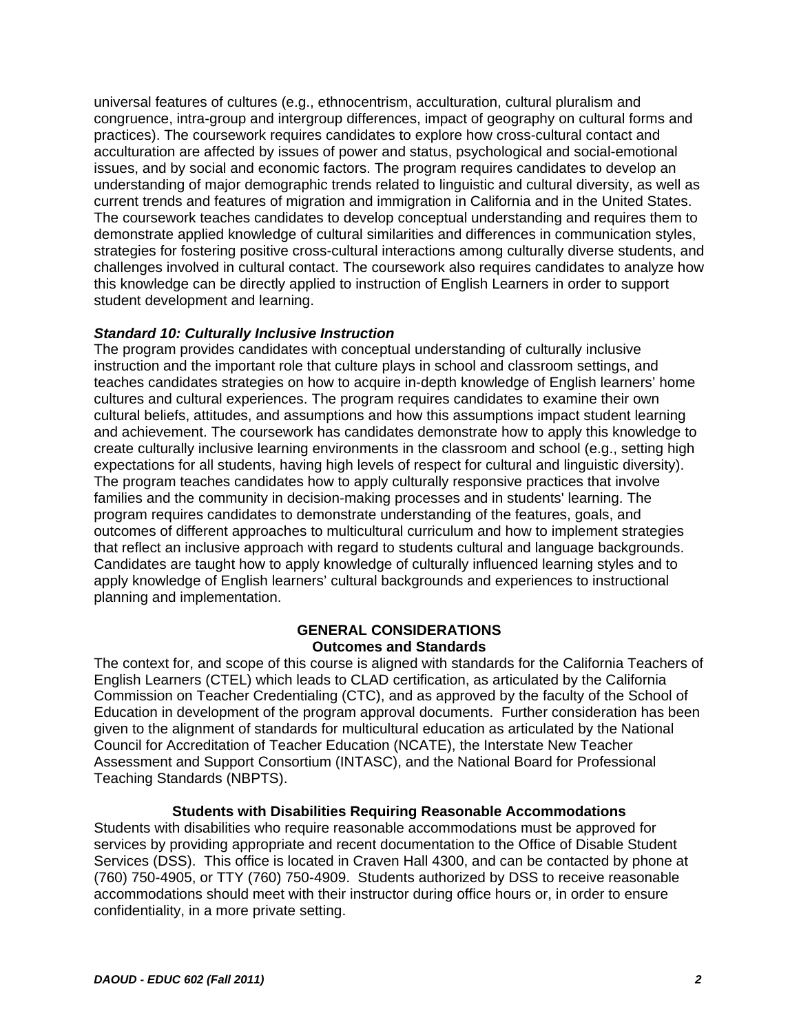universal features of cultures (e.g., ethnocentrism, acculturation, cultural pluralism and congruence, intra-group and intergroup differences, impact of geography on cultural forms and practices). The coursework requires candidates to explore how cross-cultural contact and acculturation are affected by issues of power and status, psychological and social-emotional issues, and by social and economic factors. The program requires candidates to develop an understanding of major demographic trends related to linguistic and cultural diversity, as well as current trends and features of migration and immigration in California and in the United States. The coursework teaches candidates to develop conceptual understanding and requires them to demonstrate applied knowledge of cultural similarities and differences in communication styles, strategies for fostering positive cross-cultural interactions among culturally diverse students, and challenges involved in cultural contact. The coursework also requires candidates to analyze how this knowledge can be directly applied to instruction of English Learners in order to support student development and learning.

***Standard 10: Culturally Inclusive Instruction***

The program provides candidates with conceptual understanding of culturally inclusive instruction and the important role that culture plays in school and classroom settings, and teaches candidates strategies on how to acquire in-depth knowledge of English learners' home cultures and cultural experiences. The program requires candidates to examine their own cultural beliefs, attitudes, and assumptions and how this assumptions impact student learning and achievement. The coursework has candidates demonstrate how to apply this knowledge to create culturally inclusive learning environments in the classroom and school (e.g., setting high expectations for all students, having high levels of respect for cultural and linguistic diversity). The program teaches candidates how to apply culturally responsive practices that involve families and the community in decision-making processes and in students' learning. The program requires candidates to demonstrate understanding of the features, goals, and outcomes of different approaches to multicultural curriculum and how to implement strategies that reflect an inclusive approach with regard to students cultural and language backgrounds. Candidates are taught how to apply knowledge of culturally influenced learning styles and to apply knowledge of English learners' cultural backgrounds and experiences to instructional planning and implementation.

## GENERAL CONSIDERATIONS

### Outcomes and Standards

The context for, and scope of this course is aligned with standards for the California Teachers of English Learners (CTEL) which leads to CLAD certification, as articulated by the California Commission on Teacher Credentialing (CTC), and as approved by the faculty of the School of Education in development of the program approval documents. Further consideration has been given to the alignment of standards for multicultural education as articulated by the National Council for Accreditation of Teacher Education (NCATE), the Interstate New Teacher Assessment and Support Consortium (INTASC), and the National Board for Professional Teaching Standards (NBPTS).

### Students with Disabilities Requiring Reasonable Accommodations

Students with disabilities who require reasonable accommodations must be approved for services by providing appropriate and recent documentation to the Office of Disable Student Services (DSS). This office is located in Craven Hall 4300, and can be contacted by phone at (760) 750-4905, or TTY (760) 750-4909. Students authorized by DSS to receive reasonable accommodations should meet with their instructor during office hours or, in order to ensure confidentiality, in a more private setting.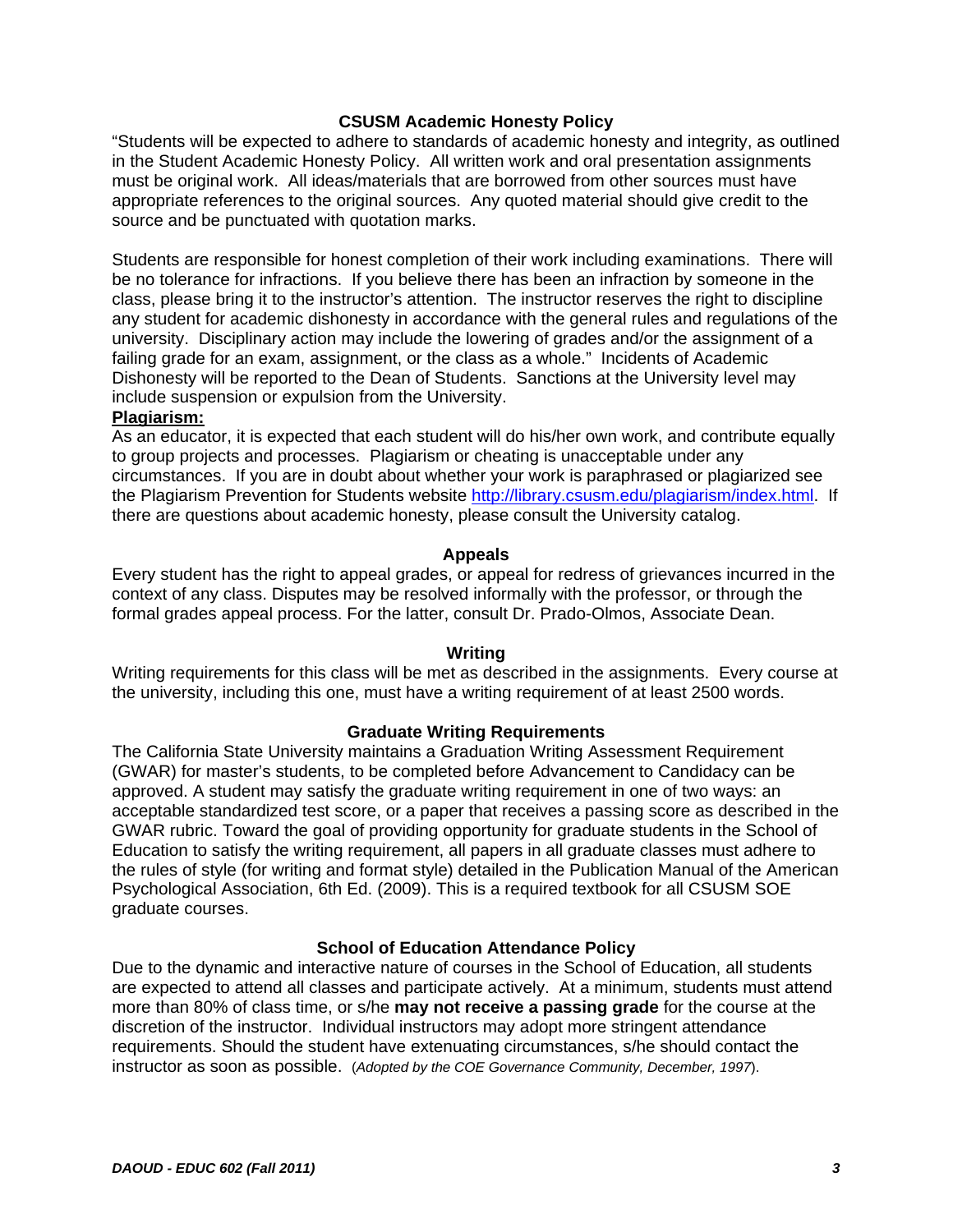## CSUSM Academic Honesty Policy

"Students will be expected to adhere to standards of academic honesty and integrity, as outlined in the Student Academic Honesty Policy. All written work and oral presentation assignments must be original work. All ideas/materials that are borrowed from other sources must have appropriate references to the original sources. Any quoted material should give credit to the source and be punctuated with quotation marks.

Students are responsible for honest completion of their work including examinations. There will be no tolerance for infractions. If you believe there has been an infraction by someone in the class, please bring it to the instructor's attention. The instructor reserves the right to discipline any student for academic dishonesty in accordance with the general rules and regulations of the university. Disciplinary action may include the lowering of grades and/or the assignment of a failing grade for an exam, assignment, or the class as a whole." Incidents of Academic Dishonesty will be reported to the Dean of Students. Sanctions at the University level may include suspension or expulsion from the University.

**Plagiarism:**

As an educator, it is expected that each student will do his/her own work, and contribute equally to group projects and processes. Plagiarism or cheating is unacceptable under any circumstances. If you are in doubt about whether your work is paraphrased or plagiarized see the Plagiarism Prevention for Students website http://library.csusm.edu/plagiarism/index.html. If there are questions about academic honesty, please consult the University catalog.

## Appeals

Every student has the right to appeal grades, or appeal for redress of grievances incurred in the context of any class. Disputes may be resolved informally with the professor, or through the formal grades appeal process. For the latter, consult Dr. Prado-Olmos, Associate Dean.

## Writing

Writing requirements for this class will be met as described in the assignments. Every course at the university, including this one, must have a writing requirement of at least 2500 words.

## Graduate Writing Requirements

The California State University maintains a Graduation Writing Assessment Requirement (GWAR) for master's students, to be completed before Advancement to Candidacy can be approved. A student may satisfy the graduate writing requirement in one of two ways: an acceptable standardized test score, or a paper that receives a passing score as described in the GWAR rubric. Toward the goal of providing opportunity for graduate students in the School of Education to satisfy the writing requirement, all papers in all graduate classes must adhere to the rules of style (for writing and format style) detailed in the Publication Manual of the American Psychological Association, 6th Ed. (2009). This is a required textbook for all CSUSM SOE graduate courses.

## School of Education Attendance Policy

Due to the dynamic and interactive nature of courses in the School of Education, all students are expected to attend all classes and participate actively. At a minimum, students must attend more than 80% of class time, or s/he **may not receive a passing grade** for the course at the discretion of the instructor. Individual instructors may adopt more stringent attendance requirements. Should the student have extenuating circumstances, s/he should contact the instructor as soon as possible. (*Adopted by the COE Governance Community, December, 1997*).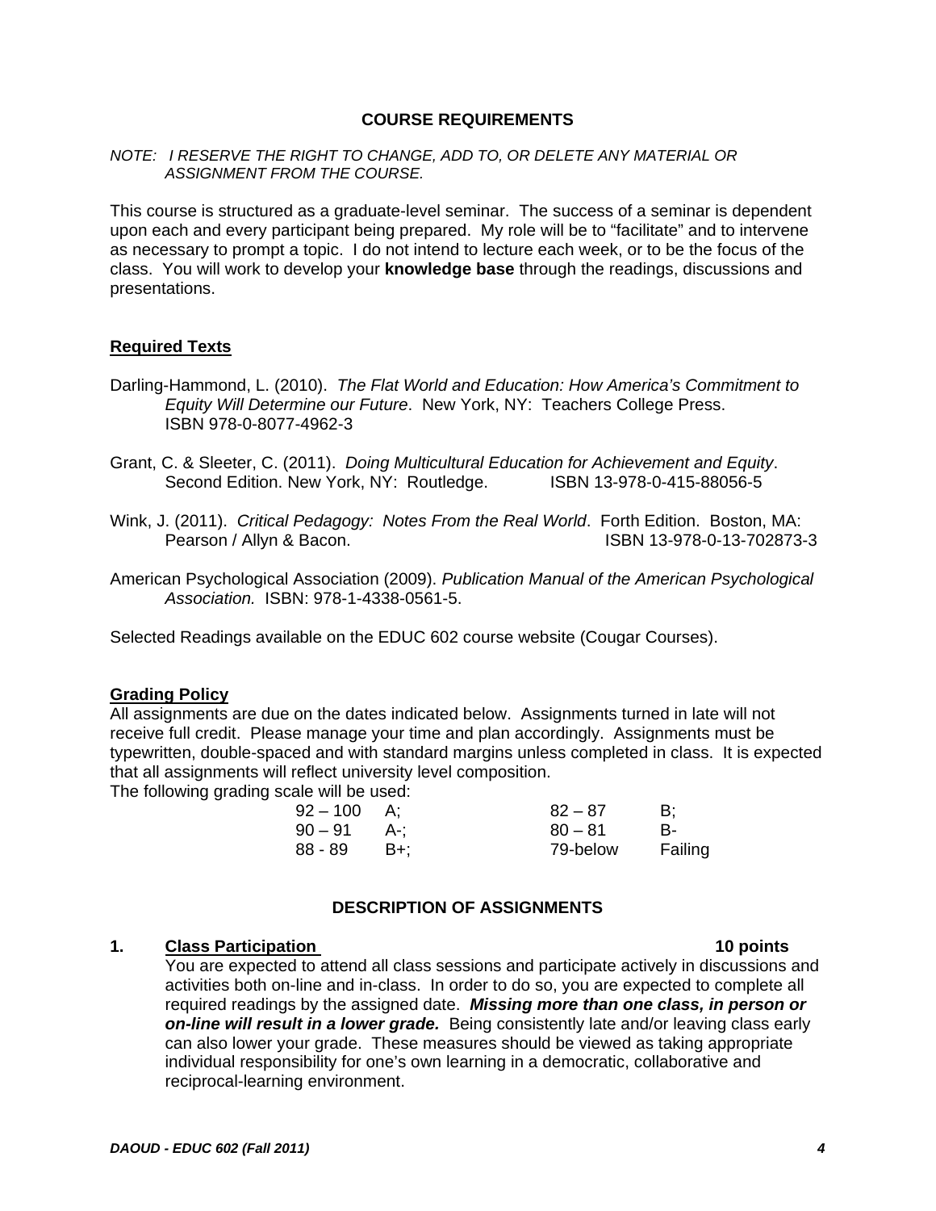## COURSE REQUIREMENTS

*NOTE: I RESERVE THE RIGHT TO CHANGE, ADD TO, OR DELETE ANY MATERIAL OR ASSIGNMENT FROM THE COURSE.*

This course is structured as a graduate-level seminar. The success of a seminar is dependent upon each and every participant being prepared. My role will be to "facilitate" and to intervene as necessary to prompt a topic. I do not intend to lecture each week, or to be the focus of the class. You will work to develop your **knowledge base** through the readings, discussions and presentations.

### Required Texts

Darling-Hammond, L. (2010). *The Flat World and Education: How America's Commitment to Equity Will Determine our Future*. New York, NY: Teachers College Press. ISBN 978-0-8077-4962-3

Grant, C. & Sleeter, C. (2011). *Doing Multicultural Education for Achievement and Equity*. Second Edition. New York, NY: Routledge. ISBN 13-978-0-415-88056-5

Wink, J. (2011). *Critical Pedagogy: Notes From the Real World*. Forth Edition. Boston, MA: Pearson / Allyn & Bacon. ISBN 13-978-0-13-702873-3

American Psychological Association (2009). *Publication Manual of the American Psychological Association.* ISBN: 978-1-4338-0561-5.

Selected Readings available on the EDUC 602 course website (Cougar Courses).

### Grading Policy

All assignments are due on the dates indicated below. Assignments turned in late will not receive full credit. Please manage your time and plan accordingly. Assignments must be typewritten, double-spaced and with standard margins unless completed in class. It is expected that all assignments will reflect university level composition.

The following grading scale will be used:

| | | | |
|---|---|---|---|
| 92 – 100 | A; | 82 – 87 | B; |
| 90 – 91 | A-; | 80 – 81 | B- |
| 88 - 89 | B+; | 79-below | Failing |

## DESCRIPTION OF ASSIGNMENTS

**1. Class Participation — 10 points**

You are expected to attend all class sessions and participate actively in discussions and activities both on-line and in-class. In order to do so, you are expected to complete all required readings by the assigned date. ***Missing more than one class, in person or on-line will result in a lower grade.*** Being consistently late and/or leaving class early can also lower your grade. These measures should be viewed as taking appropriate individual responsibility for one's own learning in a democratic, collaborative and reciprocal-learning environment.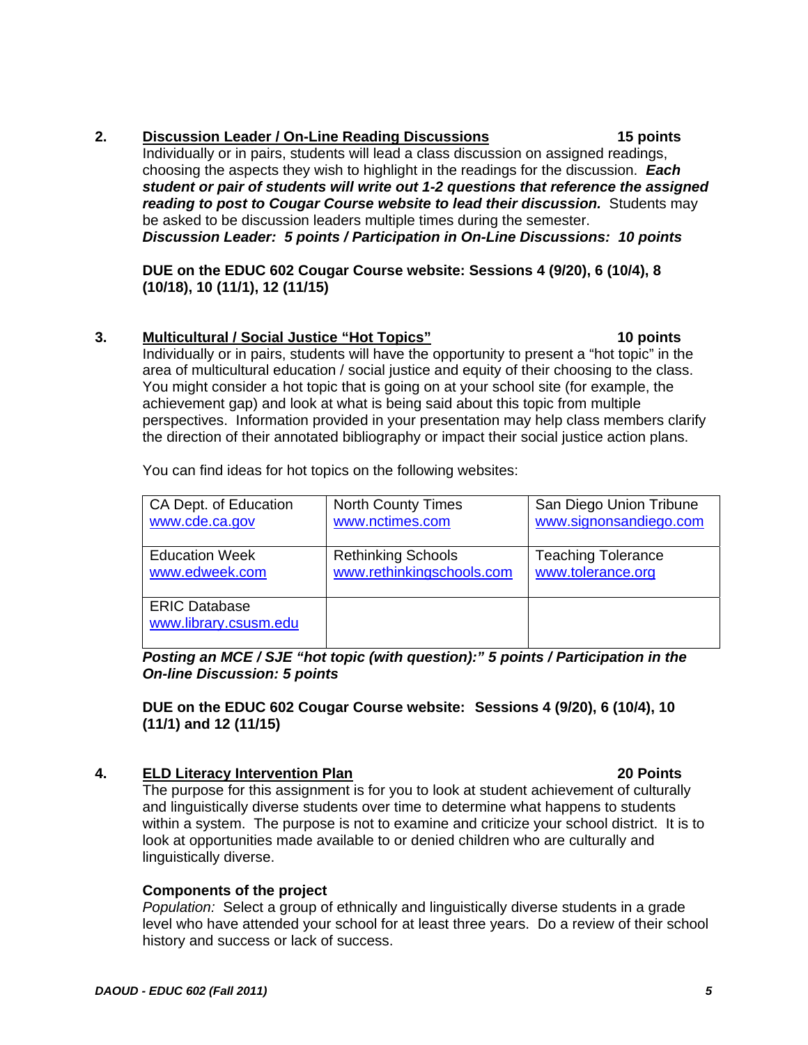**2. <u>Discussion Leader / On-Line Reading Discussions</u>** **15 points**

Individually or in pairs, students will lead a class discussion on assigned readings, choosing the aspects they wish to highlight in the readings for the discussion. ***Each student or pair of students will write out 1-2 questions that reference the assigned reading to post to Cougar Course website to lead their discussion.*** Students may be asked to be discussion leaders multiple times during the semester.
***Discussion Leader: 5 points / Participation in On-Line Discussions: 10 points***

**DUE on the EDUC 602 Cougar Course website: Sessions 4 (9/20), 6 (10/4), 8 (10/18), 10 (11/1), 12 (11/15)**

**3. <u>Multicultural / Social Justice "Hot Topics"</u>** **10 points**

Individually or in pairs, students will have the opportunity to present a "hot topic" in the area of multicultural education / social justice and equity of their choosing to the class. You might consider a hot topic that is going on at your school site (for example, the achievement gap) and look at what is being said about this topic from multiple perspectives. Information provided in your presentation may help class members clarify the direction of their annotated bibliography or impact their social justice action plans.

You can find ideas for hot topics on the following websites:

| | | |
|---|---|---|
| CA Dept. of Education www.cde.ca.gov | North County Times www.nctimes.com | San Diego Union Tribune www.signonsandiego.com |
| Education Week www.edweek.com | Rethinking Schools www.rethinkingschools.com | Teaching Tolerance www.tolerance.org |
| ERIC Database www.library.csusm.edu | | |

***Posting an MCE / SJE "hot topic (with question):" 5 points / Participation in the On-line Discussion: 5 points***

**DUE on the EDUC 602 Cougar Course website: Sessions 4 (9/20), 6 (10/4), 10 (11/1) and 12 (11/15)**

**4. <u>ELD Literacy Intervention Plan</u>** **20 Points**

The purpose for this assignment is for you to look at student achievement of culturally and linguistically diverse students over time to determine what happens to students within a system. The purpose is not to examine and criticize your school district. It is to look at opportunities made available to or denied children who are culturally and linguistically diverse.

**Components of the project**

*Population:* Select a group of ethnically and linguistically diverse students in a grade level who have attended your school for at least three years. Do a review of their school history and success or lack of success.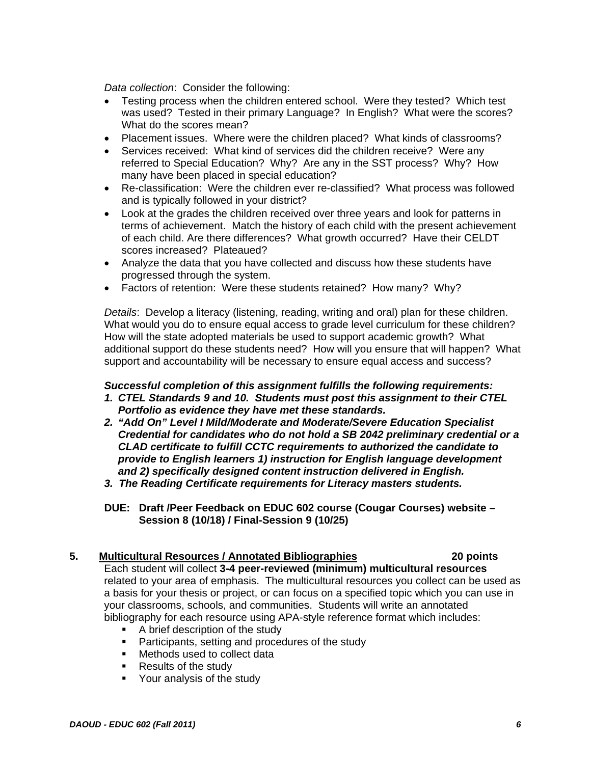*Data collection*: Consider the following:

- Testing process when the children entered school. Were they tested? Which test was used? Tested in their primary Language? In English? What were the scores? What do the scores mean?
- Placement issues. Where were the children placed? What kinds of classrooms?
- Services received: What kind of services did the children receive? Were any referred to Special Education? Why? Are any in the SST process? Why? How many have been placed in special education?
- Re-classification: Were the children ever re-classified? What process was followed and is typically followed in your district?
- Look at the grades the children received over three years and look for patterns in terms of achievement. Match the history of each child with the present achievement of each child. Are there differences? What growth occurred? Have their CELDT scores increased? Plateaued?
- Analyze the data that you have collected and discuss how these students have progressed through the system.
- Factors of retention: Were these students retained? How many? Why?

*Details*: Develop a literacy (listening, reading, writing and oral) plan for these children. What would you do to ensure equal access to grade level curriculum for these children? How will the state adopted materials be used to support academic growth? What additional support do these students need? How will you ensure that will happen? What support and accountability will be necessary to ensure equal access and success?

***Successful completion of this assignment fulfills the following requirements:***

1. ***CTEL Standards 9 and 10. Students must post this assignment to their CTEL Portfolio as evidence they have met these standards.***
2. ***"Add On" Level I Mild/Moderate and Moderate/Severe Education Specialist Credential for candidates who do not hold a SB 2042 preliminary credential or a CLAD certificate to fulfill CCTC requirements to authorized the candidate to provide to English learners 1) instruction for English language development and 2) specifically designed content instruction delivered in English.***
3. ***The Reading Certificate requirements for Literacy masters students.***

**DUE: Draft /Peer Feedback on EDUC 602 course (Cougar Courses) website – Session 8 (10/18) / Final-Session 9 (10/25)**

**5. <u>Multicultural Resources / Annotated Bibliographies</u> 20 points**

Each student will collect **3-4 peer-reviewed (minimum) multicultural resources** related to your area of emphasis. The multicultural resources you collect can be used as a basis for your thesis or project, or can focus on a specified topic which you can use in your classrooms, schools, and communities. Students will write an annotated bibliography for each resource using APA-style reference format which includes:

- A brief description of the study
- Participants, setting and procedures of the study
- Methods used to collect data
- Results of the study
- Your analysis of the study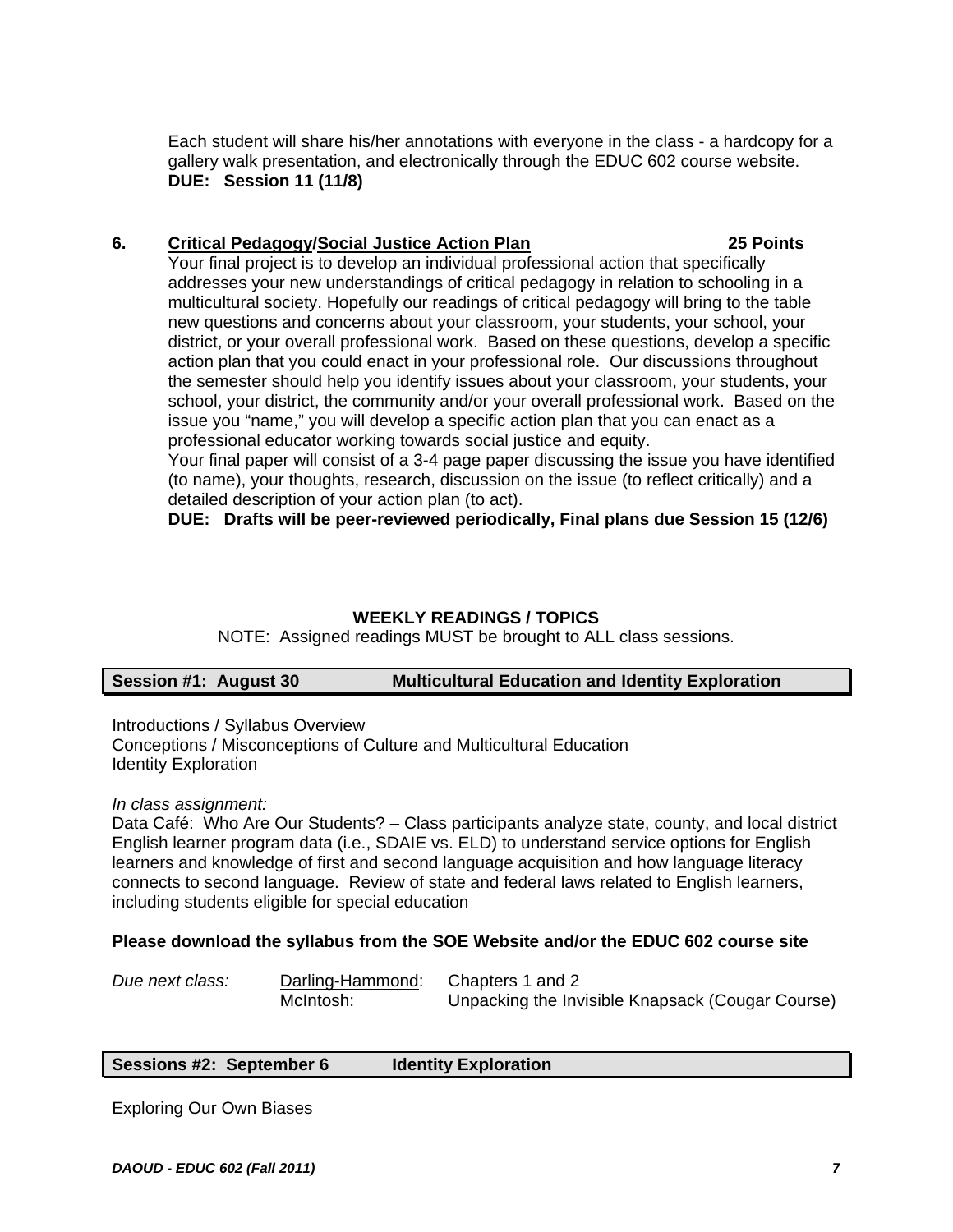Each student will share his/her annotations with everyone in the class - a hardcopy for a gallery walk presentation, and electronically through the EDUC 602 course website.
**DUE: Session 11 (11/8)**

**6. Critical Pedagogy/Social Justice Action Plan 25 Points**

Your final project is to develop an individual professional action that specifically addresses your new understandings of critical pedagogy in relation to schooling in a multicultural society. Hopefully our readings of critical pedagogy will bring to the table new questions and concerns about your classroom, your students, your school, your district, or your overall professional work. Based on these questions, develop a specific action plan that you could enact in your professional role. Our discussions throughout the semester should help you identify issues about your classroom, your students, your school, your district, the community and/or your overall professional work. Based on the issue you "name," you will develop a specific action plan that you can enact as a professional educator working towards social justice and equity.

Your final paper will consist of a 3-4 page paper discussing the issue you have identified (to name), your thoughts, research, discussion on the issue (to reflect critically) and a detailed description of your action plan (to act).

**DUE: Drafts will be peer-reviewed periodically, Final plans due Session 15 (12/6)**

## WEEKLY READINGS / TOPICS

NOTE: Assigned readings MUST be brought to ALL class sessions.

### Session #1: August 30 — Multicultural Education and Identity Exploration

Introductions / Syllabus Overview
Conceptions / Misconceptions of Culture and Multicultural Education
Identity Exploration

*In class assignment:*
Data Café: Who Are Our Students? – Class participants analyze state, county, and local district English learner program data (i.e., SDAIE vs. ELD) to understand service options for English learners and knowledge of first and second language acquisition and how language literacy connects to second language. Review of state and federal laws related to English learners, including students eligible for special education

**Please download the syllabus from the SOE Website and/or the EDUC 602 course site**

| *Due next class:* | Darling-Hammond: | Chapters 1 and 2 |
|---|---|---|
| | McIntosh: | Unpacking the Invisible Knapsack (Cougar Course) |

### Sessions #2: September 6 — Identity Exploration

Exploring Our Own Biases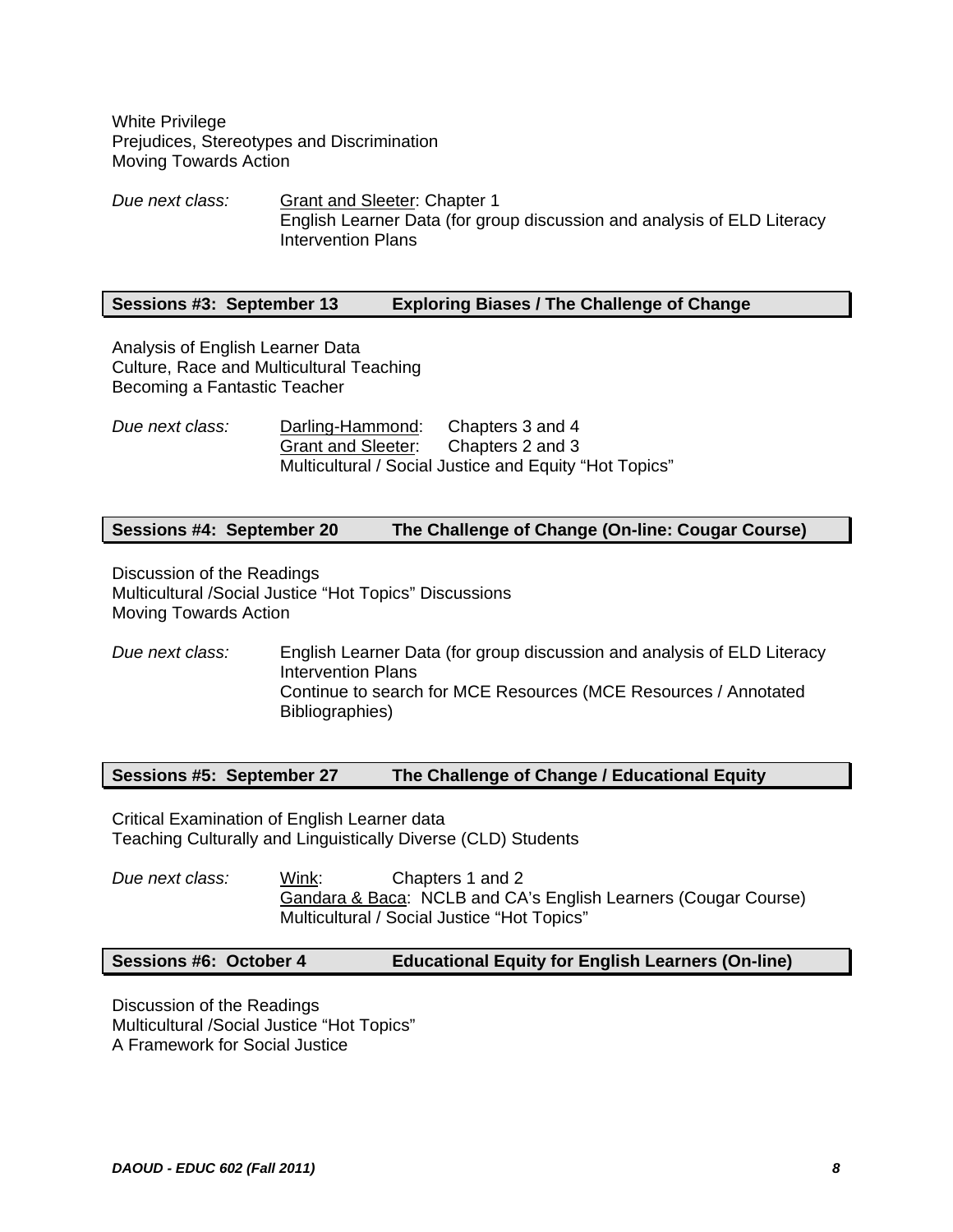White Privilege
Prejudices, Stereotypes and Discrimination
Moving Towards Action

*Due next class:* Grant and Sleeter: Chapter 1
English Learner Data (for group discussion and analysis of ELD Literacy Intervention Plans

### Sessions #3: September 13 — Exploring Biases / The Challenge of Change

Analysis of English Learner Data
Culture, Race and Multicultural Teaching
Becoming a Fantastic Teacher

*Due next class:* Darling-Hammond: Chapters 3 and 4
Grant and Sleeter: Chapters 2 and 3
Multicultural / Social Justice and Equity "Hot Topics"

### Sessions #4: September 20 — The Challenge of Change (On-line: Cougar Course)

Discussion of the Readings
Multicultural /Social Justice "Hot Topics" Discussions
Moving Towards Action

*Due next class:* English Learner Data (for group discussion and analysis of ELD Literacy Intervention Plans
Continue to search for MCE Resources (MCE Resources / Annotated Bibliographies)

### Sessions #5: September 27 — The Challenge of Change / Educational Equity

Critical Examination of English Learner data
Teaching Culturally and Linguistically Diverse (CLD) Students

*Due next class:* Wink: Chapters 1 and 2
Gandara & Baca: NCLB and CA's English Learners (Cougar Course)
Multicultural / Social Justice "Hot Topics"

### Sessions #6: October 4 — Educational Equity for English Learners (On-line)

Discussion of the Readings
Multicultural /Social Justice "Hot Topics"
A Framework for Social Justice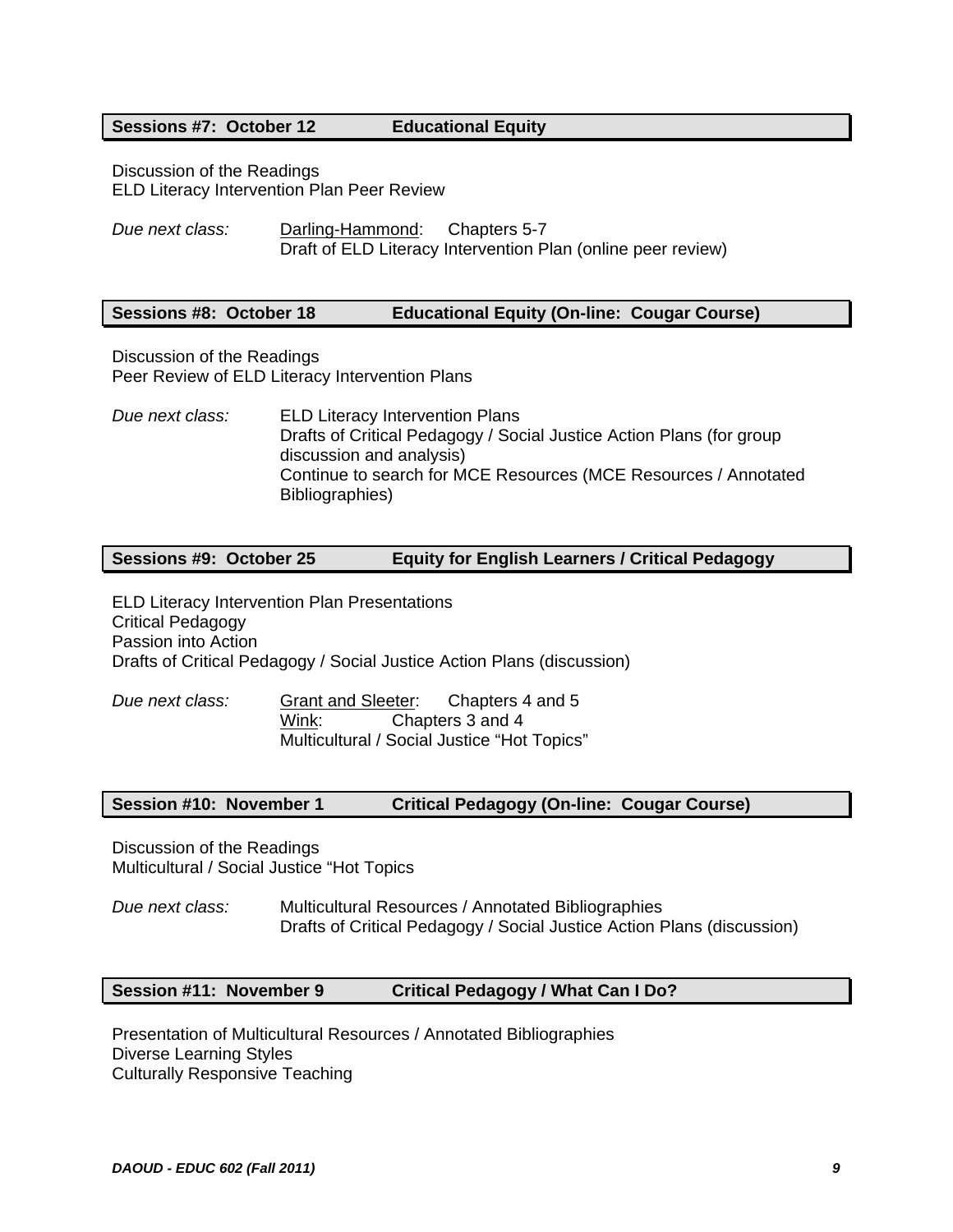### Sessions #7: October 12 — Educational Equity

Discussion of the Readings
ELD Literacy Intervention Plan Peer Review

*Due next class:* <u>Darling-Hammond</u>: Chapters 5-7
Draft of ELD Literacy Intervention Plan (online peer review)

### Sessions #8: October 18 — Educational Equity (On-line: Cougar Course)

Discussion of the Readings
Peer Review of ELD Literacy Intervention Plans

*Due next class:* ELD Literacy Intervention Plans
Drafts of Critical Pedagogy / Social Justice Action Plans (for group discussion and analysis)
Continue to search for MCE Resources (MCE Resources / Annotated Bibliographies)

### Sessions #9: October 25 — Equity for English Learners / Critical Pedagogy

ELD Literacy Intervention Plan Presentations
Critical Pedagogy
Passion into Action
Drafts of Critical Pedagogy / Social Justice Action Plans (discussion)

*Due next class:* <u>Grant and Sleeter</u>: Chapters 4 and 5
<u>Wink</u>: Chapters 3 and 4
Multicultural / Social Justice "Hot Topics"

### Session #10: November 1 — Critical Pedagogy (On-line: Cougar Course)

Discussion of the Readings
Multicultural / Social Justice "Hot Topics

*Due next class:* Multicultural Resources / Annotated Bibliographies
Drafts of Critical Pedagogy / Social Justice Action Plans (discussion)

### Session #11: November 9 — Critical Pedagogy / What Can I Do?

Presentation of Multicultural Resources / Annotated Bibliographies
Diverse Learning Styles
Culturally Responsive Teaching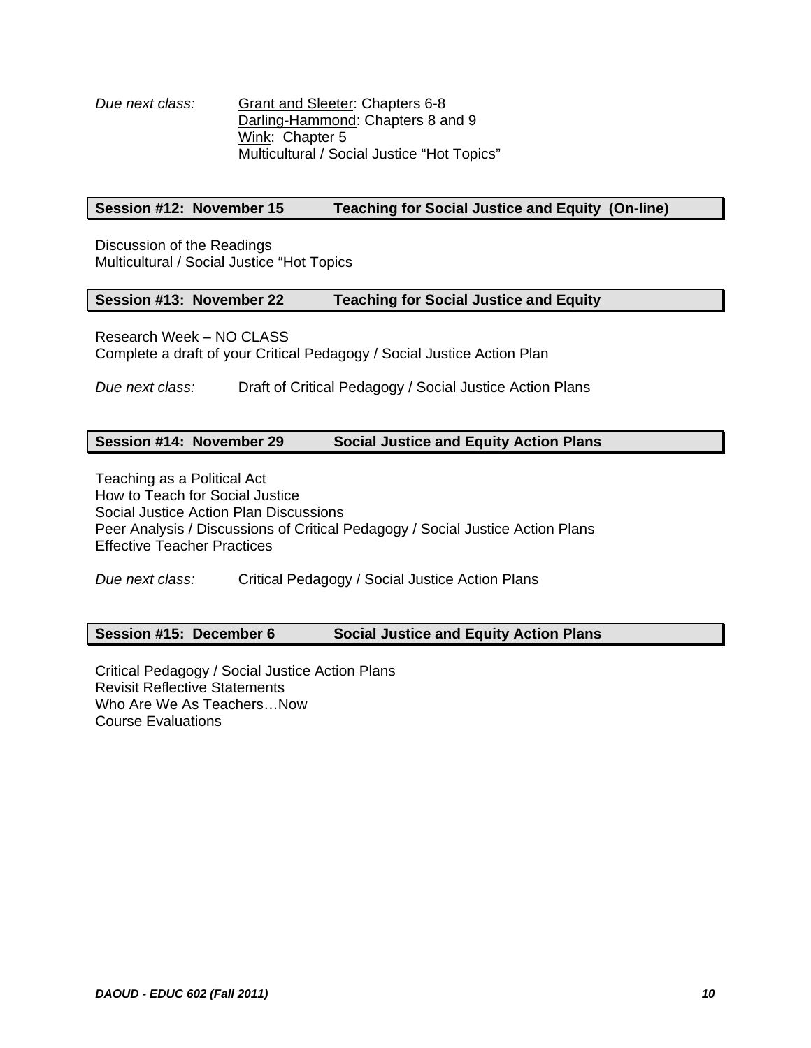*Due next class:* <u>Grant and Sleeter</u>: Chapters 6-8
<u>Darling-Hammond</u>: Chapters 8 and 9
<u>Wink</u>: Chapter 5
Multicultural / Social Justice "Hot Topics"

### Session #12: November 15 — Teaching for Social Justice and Equity (On-line)

Discussion of the Readings
Multicultural / Social Justice "Hot Topics

### Session #13: November 22 — Teaching for Social Justice and Equity

Research Week – NO CLASS
Complete a draft of your Critical Pedagogy / Social Justice Action Plan

*Due next class:* Draft of Critical Pedagogy / Social Justice Action Plans

### Session #14: November 29 — Social Justice and Equity Action Plans

Teaching as a Political Act
How to Teach for Social Justice
Social Justice Action Plan Discussions
Peer Analysis / Discussions of Critical Pedagogy / Social Justice Action Plans
Effective Teacher Practices

*Due next class:* Critical Pedagogy / Social Justice Action Plans

### Session #15: December 6 — Social Justice and Equity Action Plans

Critical Pedagogy / Social Justice Action Plans
Revisit Reflective Statements
Who Are We As Teachers…Now
Course Evaluations